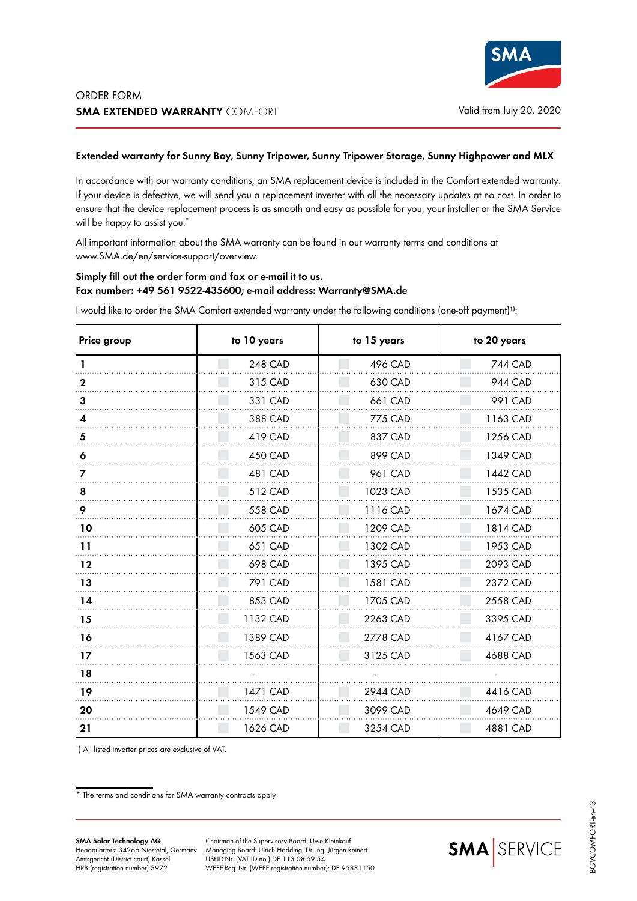ORDER FORM
**SMA EXTENDED WARRANTY** COMFORT

Valid from July 20, 2020

**Extended warranty for Sunny Boy, Sunny Tripower, Sunny Tripower Storage, Sunny Highpower and MLX**

In accordance with our warranty conditions, an SMA replacement device is included in the Comfort extended warranty: If your device is defective, we will send you a replacement inverter with all the necessary updates at no cost. In order to ensure that the device replacement process is as smooth and easy as possible for you, your installer or the SMA Service will be happy to assist you.*

All important information about the SMA warranty can be found in our warranty terms and conditions at www.SMA.de/en/service-support/overview.

**Simply fill out the order form and fax or e-mail it to us.**
**Fax number: +49 561 9522-435600; e-mail address: Warranty@SMA.de**

I would like to order the SMA Comfort extended warranty under the following conditions (one-off payment)[1]:

| Price group | to 10 years | to 15 years | to 20 years |
|---|---|---|---|
| **1** | 248 CAD | 496 CAD | 744 CAD |
| **2** | 315 CAD | 630 CAD | 944 CAD |
| **3** | 331 CAD | 661 CAD | 991 CAD |
| **4** | 388 CAD | 775 CAD | 1163 CAD |
| **5** | 419 CAD | 837 CAD | 1256 CAD |
| **6** | 450 CAD | 899 CAD | 1349 CAD |
| **7** | 481 CAD | 961 CAD | 1442 CAD |
| **8** | 512 CAD | 1023 CAD | 1535 CAD |
| **9** | 558 CAD | 1116 CAD | 1674 CAD |
| **10** | 605 CAD | 1209 CAD | 1814 CAD |
| **11** | 651 CAD | 1302 CAD | 1953 CAD |
| **12** | 698 CAD | 1395 CAD | 2093 CAD |
| **13** | 791 CAD | 1581 CAD | 2372 CAD |
| **14** | 853 CAD | 1705 CAD | 2558 CAD |
| **15** | 1132 CAD | 2263 CAD | 3395 CAD |
| **16** | 1389 CAD | 2778 CAD | 4167 CAD |
| **17** | 1563 CAD | 3125 CAD | 4688 CAD |
| **18** | - | - | - |
| **19** | 1471 CAD | 2944 CAD | 4416 CAD |
| **20** | 1549 CAD | 3099 CAD | 4649 CAD |
| **21** | 1626 CAD | 3254 CAD | 4881 CAD |

[1]) All listed inverter prices are exclusive of VAT.

\* The terms and conditions for SMA warranty contracts apply

**SMA Solar Technology AG**
Headquarters: 34266 Niestetal, Germany
Amtsgericht (District court) Kassel
HRB (registration number) 3972

Chairman of the Supervisory Board: Uwe Kleinkauf
Managing Board: Ulrich Hadding, Dr.-Ing. Jürgen Reinert
USt-ID-Nr. (VAT ID no.) DE 113 08 59 54
WEEE-Reg.-Nr. (WEEE registration number): DE 95881150

BGVCOMFORT-en-43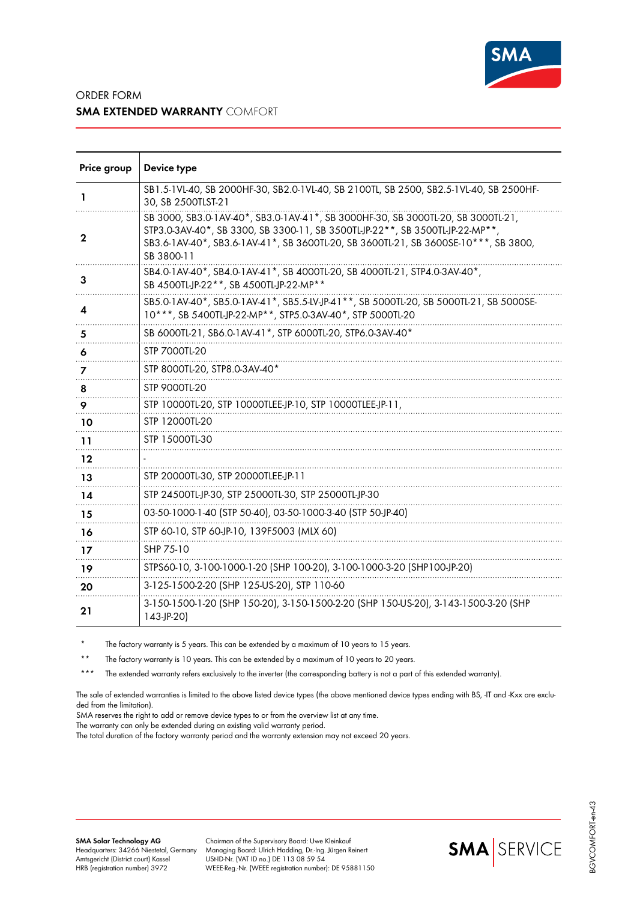ORDER FORM
**SMA EXTENDED WARRANTY** COMFORT

| Price group | Device type |
|---|---|
| **1** | SB1.5-1VL-40, SB 2000HF-30, SB2.0-1VL-40, SB 2100TL, SB 2500, SB2.5-1VL-40, SB 2500HF-30, SB 2500TLST-21 |
| **2** | SB 3000, SB3.0-1AV-40*, SB3.0-1AV-41*, SB 3000HF-30, SB 3000TL-20, SB 3000TL-21, STP3.0-3AV-40*, SB 3300, SB 3300-11, SB 3500TL-JP-22**, SB 3500TL-JP-22-MP**, SB3.6-1AV-40*, SB3.6-1AV-41*, SB 3600TL-20, SB 3600TL-21, SB 3600SE-10***, SB 3800, SB 3800-11 |
| **3** | SB4.0-1AV-40*, SB4.0-1AV-41*, SB 4000TL-20, SB 4000TL-21, STP4.0-3AV-40*, SB 4500TL-JP-22**, SB 4500TL-JP-22-MP** |
| **4** | SB5.0-1AV-40*, SB5.0-1AV-41*, SB5.5-LV-JP-41**, SB 5000TL-20, SB 5000TL-21, SB 5000SE-10***, SB 5400TL-JP-22-MP**, STP5.0-3AV-40*, STP 5000TL-20 |
| **5** | SB 6000TL-21, SB6.0-1AV-41*, STP 6000TL-20, STP6.0-3AV-40* |
| **6** | STP 7000TL-20 |
| **7** | STP 8000TL-20, STP8.0-3AV-40* |
| **8** | STP 9000TL-20 |
| **9** | STP 10000TL-20, STP 10000TLEE-JP-10, STP 10000TLEE-JP-11, |
| **10** | STP 12000TL-20 |
| **11** | STP 15000TL-30 |
| **12** | - |
| **13** | STP 20000TL-30, STP 20000TLEE-JP-11 |
| **14** | STP 24500TL-JP-30, STP 25000TL-30, STP 25000TL-JP-30 |
| **15** | 03-50-1000-1-40 (STP 50-40), 03-50-1000-3-40 (STP 50-JP-40) |
| **16** | STP 60-10, STP 60-JP-10, 139F5003 (MLX 60) |
| **17** | SHP 75-10 |
| **19** | STPS60-10, 3-100-1000-1-20 (SHP 100-20), 3-100-1000-3-20 (SHP100-JP-20) |
| **20** | 3-125-1500-2-20 (SHP 125-US-20), STP 110-60 |
| **21** | 3-150-1500-1-20 (SHP 150-20), 3-150-1500-2-20 (SHP 150-US-20), 3-143-1500-3-20 (SHP 143-JP-20) |

\* The factory warranty is 5 years. This can be extended by a maximum of 10 years to 15 years.

\** The factory warranty is 10 years. This can be extended by a maximum of 10 years to 20 years.

\*** The extended warranty refers exclusively to the inverter (the corresponding battery is not a part of this extended warranty).

The sale of extended warranties is limited to the above listed device types (the above mentioned device types ending with BS, -IT and -Kxx are excluded from the limitation).
SMA reserves the right to add or remove device types to or from the overview list at any time.
The warranty can only be extended during an existing valid warranty period.
The total duration of the factory warranty period and the warranty extension may not exceed 20 years.

**SMA Solar Technology AG**
Headquarters: 34266 Niestetal, Germany
Amtsgericht (District court) Kassel
HRB (registration number) 3972

Chairman of the Supervisory Board: Uwe Kleinkauf
Managing Board: Ulrich Hadding, Dr.-Ing. Jürgen Reinert
USt-ID-Nr. (VAT ID no.) DE 113 08 59 54
WEEE-Reg.-Nr. (WEEE registration number): DE 95881150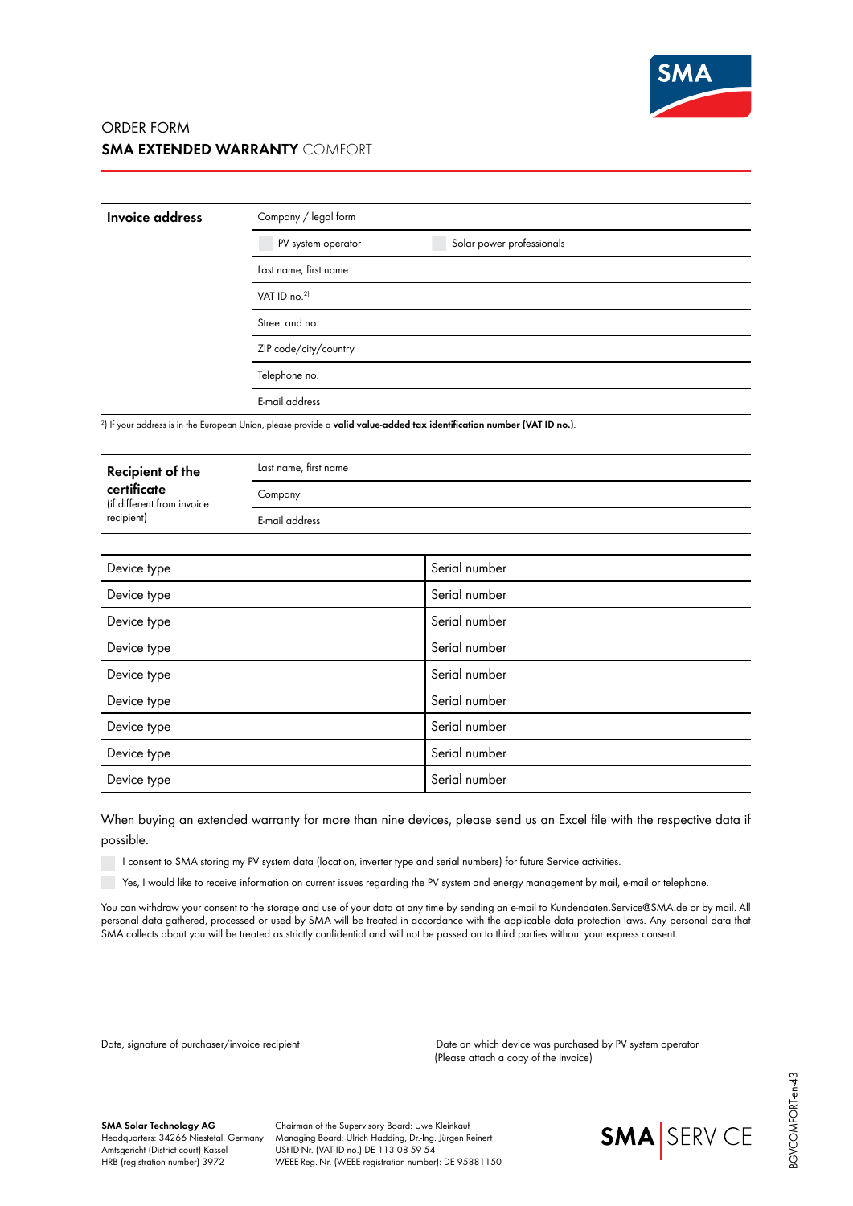ORDER FORM

# SMA EXTENDED WARRANTY COMFORT

| | |
|---|---|
| **Invoice address** | Company / legal form |
| | ☐ PV system operator ☐ Solar power professionals |
| | Last name, first name |
| | VAT ID no.[2] |
| | Street and no. |
| | ZIP code/city/country |
| | Telephone no. |
| | E-mail address |

[2]) If your address is in the European Union, please provide a **valid value-added tax identification number (VAT ID no.)**.

| | |
|---|---|
| **Recipient of the certificate** (if different from invoice recipient) | Last name, first name |
| | Company |
| | E-mail address |

| | |
|---|---|
| Device type | Serial number |
| Device type | Serial number |
| Device type | Serial number |
| Device type | Serial number |
| Device type | Serial number |
| Device type | Serial number |
| Device type | Serial number |
| Device type | Serial number |
| Device type | Serial number |

When buying an extended warranty for more than nine devices, please send us an Excel file with the respective data if possible.

☐ I consent to SMA storing my PV system data (location, inverter type and serial numbers) for future Service activities.

☐ Yes, I would like to receive information on current issues regarding the PV system and energy management by mail, e-mail or telephone.

You can withdraw your consent to the storage and use of your data at any time by sending an e-mail to Kundendaten.Service@SMA.de or by mail. All personal data gathered, processed or used by SMA will be treated in accordance with the applicable data protection laws. Any personal data that SMA collects about you will be treated as strictly confidential and will not be passed on to third parties without your express consent.

Date, signature of purchaser/invoice recipient

Date on which device was purchased by PV system operator (Please attach a copy of the invoice)

**SMA Solar Technology AG**
Headquarters: 34266 Niestetal, Germany
Amtsgericht (District court) Kassel
HRB (registration number) 3972

Chairman of the Supervisory Board: Uwe Kleinkauf
Managing Board: Ulrich Hadding, Dr.-Ing. Jürgen Reinert
USt-ID-Nr. (VAT ID no.) DE 113 08 59 54
WEEE-Reg.-Nr. (WEEE registration number): DE 95881150

BGVCOMFORT-en-43